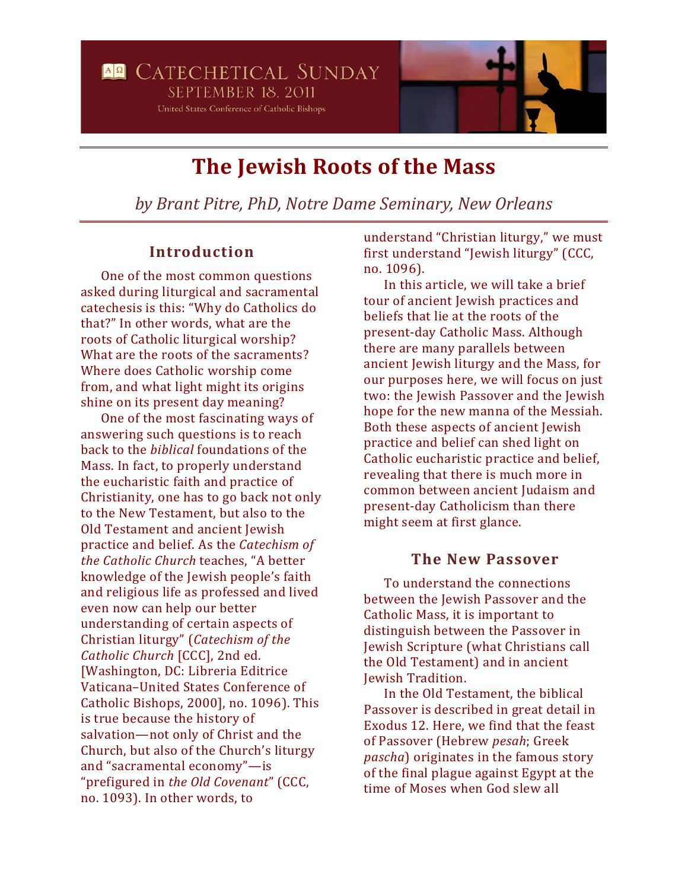Catechetical Sunday
September 18, 2011
United States Conference of Catholic Bishops

# The Jewish Roots of the Mass

*by Brant Pitre, PhD, Notre Dame Seminary, New Orleans*

## Introduction

One of the most common questions asked during liturgical and sacramental catechesis is this: "Why do Catholics do that?" In other words, what are the roots of Catholic liturgical worship? What are the roots of the sacraments? Where does Catholic worship come from, and what light might its origins shine on its present day meaning?

One of the most fascinating ways of answering such questions is to reach back to the *biblical* foundations of the Mass. In fact, to properly understand the eucharistic faith and practice of Christianity, one has to go back not only to the New Testament, but also to the Old Testament and ancient Jewish practice and belief. As the *Catechism of the Catholic Church* teaches, "A better knowledge of the Jewish people's faith and religious life as professed and lived even now can help our better understanding of certain aspects of Christian liturgy" (*Catechism of the Catholic Church* [CCC], 2nd ed. [Washington, DC: Libreria Editrice Vaticana–United States Conference of Catholic Bishops, 2000], no. 1096). This is true because the history of salvation—not only of Christ and the Church, but also of the Church's liturgy and "sacramental economy"—is "prefigured in *the Old Covenant*" (CCC, no. 1093). In other words, to understand "Christian liturgy," we must first understand "Jewish liturgy" (CCC, no. 1096).

In this article, we will take a brief tour of ancient Jewish practices and beliefs that lie at the roots of the present-day Catholic Mass. Although there are many parallels between ancient Jewish liturgy and the Mass, for our purposes here, we will focus on just two: the Jewish Passover and the Jewish hope for the new manna of the Messiah. Both these aspects of ancient Jewish practice and belief can shed light on Catholic eucharistic practice and belief, revealing that there is much more in common between ancient Judaism and present-day Catholicism than there might seem at first glance.

## The New Passover

To understand the connections between the Jewish Passover and the Catholic Mass, it is important to distinguish between the Passover in Jewish Scripture (what Christians call the Old Testament) and in ancient Jewish Tradition.

In the Old Testament, the biblical Passover is described in great detail in Exodus 12. Here, we find that the feast of Passover (Hebrew *pesah*; Greek *pascha*) originates in the famous story of the final plague against Egypt at the time of Moses when God slew all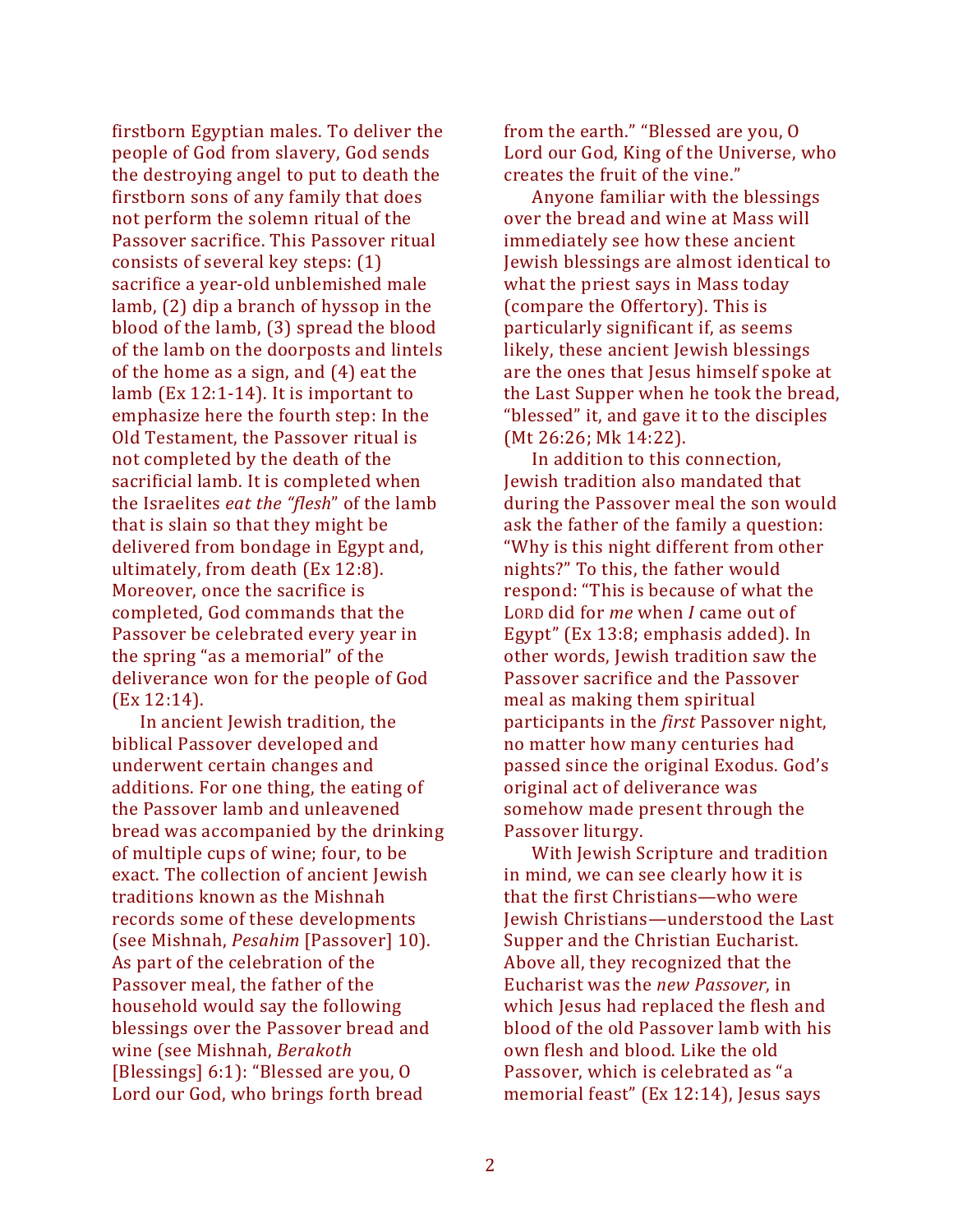firstborn Egyptian males. To deliver the people of God from slavery, God sends the destroying angel to put to death the firstborn sons of any family that does not perform the solemn ritual of the Passover sacrifice. This Passover ritual consists of several key steps: (1) sacrifice a year-old unblemished male lamb, (2) dip a branch of hyssop in the blood of the lamb, (3) spread the blood of the lamb on the doorposts and lintels of the home as a sign, and (4) eat the lamb (Ex 12:1-14). It is important to emphasize here the fourth step: In the Old Testament, the Passover ritual is not completed by the death of the sacrificial lamb. It is completed when the Israelites *eat the "flesh*" of the lamb that is slain so that they might be delivered from bondage in Egypt and, ultimately, from death (Ex 12:8). Moreover, once the sacrifice is completed, God commands that the Passover be celebrated every year in the spring "as a memorial" of the deliverance won for the people of God (Ex 12:14).

In ancient Jewish tradition, the biblical Passover developed and underwent certain changes and additions. For one thing, the eating of the Passover lamb and unleavened bread was accompanied by the drinking of multiple cups of wine; four, to be exact. The collection of ancient Jewish traditions known as the Mishnah records some of these developments (see Mishnah, *Pesahim* [Passover] 10). As part of the celebration of the Passover meal, the father of the household would say the following blessings over the Passover bread and wine (see Mishnah, *Berakoth* [Blessings] 6:1): "Blessed are you, O Lord our God, who brings forth bread from the earth." "Blessed are you, O Lord our God, King of the Universe, who creates the fruit of the vine."

Anyone familiar with the blessings over the bread and wine at Mass will immediately see how these ancient Jewish blessings are almost identical to what the priest says in Mass today (compare the Offertory). This is particularly significant if, as seems likely, these ancient Jewish blessings are the ones that Jesus himself spoke at the Last Supper when he took the bread, "blessed" it, and gave it to the disciples (Mt 26:26; Mk 14:22).

In addition to this connection, Jewish tradition also mandated that during the Passover meal the son would ask the father of the family a question: "Why is this night different from other nights?" To this, the father would respond: "This is because of what the LORD did for *me* when *I* came out of Egypt" (Ex 13:8; emphasis added). In other words, Jewish tradition saw the Passover sacrifice and the Passover meal as making them spiritual participants in the *first* Passover night, no matter how many centuries had passed since the original Exodus. God's original act of deliverance was somehow made present through the Passover liturgy.

With Jewish Scripture and tradition in mind, we can see clearly how it is that the first Christians—who were Jewish Christians—understood the Last Supper and the Christian Eucharist. Above all, they recognized that the Eucharist was the *new Passover*, in which Jesus had replaced the flesh and blood of the old Passover lamb with his own flesh and blood. Like the old Passover, which is celebrated as "a memorial feast" (Ex 12:14), Jesus says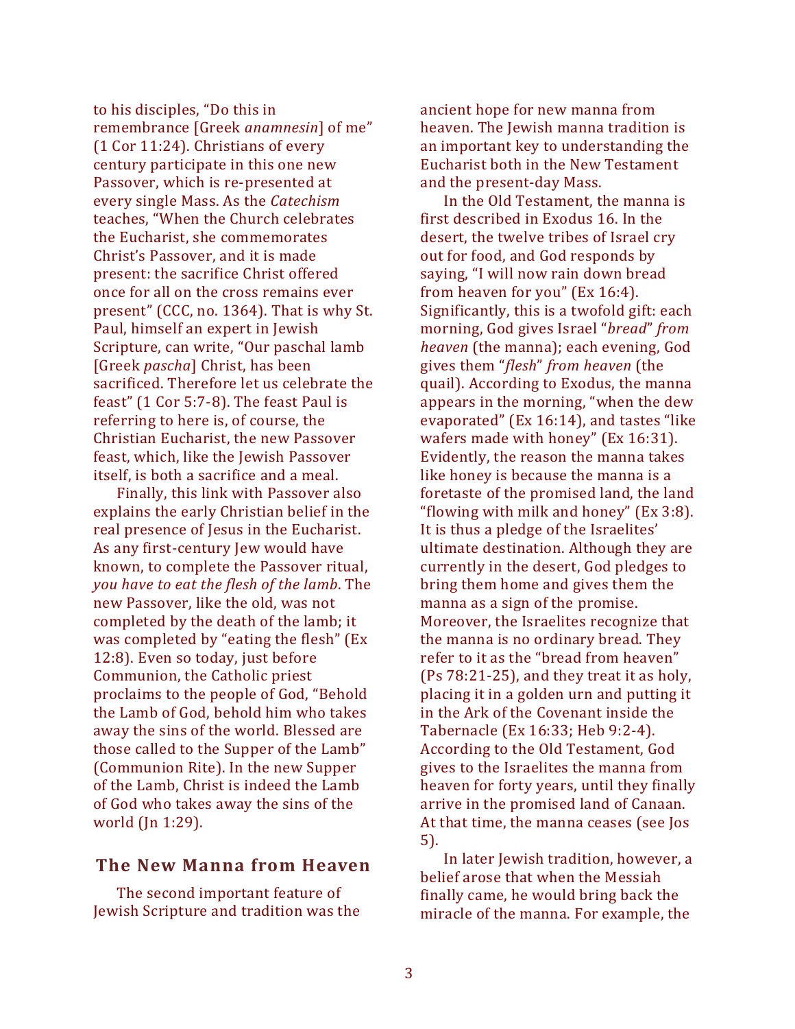to his disciples, "Do this in remembrance [Greek *anamnesin*] of me" (1 Cor 11:24). Christians of every century participate in this one new Passover, which is re-presented at every single Mass. As the *Catechism* teaches, "When the Church celebrates the Eucharist, she commemorates Christ's Passover, and it is made present: the sacrifice Christ offered once for all on the cross remains ever present" (CCC, no. 1364). That is why St. Paul, himself an expert in Jewish Scripture, can write, "Our paschal lamb [Greek *pascha*] Christ, has been sacrificed. Therefore let us celebrate the feast" (1 Cor 5:7-8). The feast Paul is referring to here is, of course, the Christian Eucharist, the new Passover feast, which, like the Jewish Passover itself, is both a sacrifice and a meal.

Finally, this link with Passover also explains the early Christian belief in the real presence of Jesus in the Eucharist. As any first-century Jew would have known, to complete the Passover ritual, *you have to eat the flesh of the lamb*. The new Passover, like the old, was not completed by the death of the lamb; it was completed by "eating the flesh" (Ex 12:8). Even so today, just before Communion, the Catholic priest proclaims to the people of God, "Behold the Lamb of God, behold him who takes away the sins of the world. Blessed are those called to the Supper of the Lamb" (Communion Rite). In the new Supper of the Lamb, Christ is indeed the Lamb of God who takes away the sins of the world (Jn 1:29).

## The New Manna from Heaven

The second important feature of Jewish Scripture and tradition was the ancient hope for new manna from heaven. The Jewish manna tradition is an important key to understanding the Eucharist both in the New Testament and the present-day Mass.

In the Old Testament, the manna is first described in Exodus 16. In the desert, the twelve tribes of Israel cry out for food, and God responds by saying, "I will now rain down bread from heaven for you" (Ex 16:4). Significantly, this is a twofold gift: each morning, God gives Israel "*bread*" *from heaven* (the manna); each evening, God gives them "*flesh*" *from heaven* (the quail). According to Exodus, the manna appears in the morning, "when the dew evaporated" (Ex 16:14), and tastes "like wafers made with honey" (Ex 16:31). Evidently, the reason the manna takes like honey is because the manna is a foretaste of the promised land, the land "flowing with milk and honey" (Ex 3:8). It is thus a pledge of the Israelites' ultimate destination. Although they are currently in the desert, God pledges to bring them home and gives them the manna as a sign of the promise. Moreover, the Israelites recognize that the manna is no ordinary bread. They refer to it as the "bread from heaven" (Ps 78:21-25), and they treat it as holy, placing it in a golden urn and putting it in the Ark of the Covenant inside the Tabernacle (Ex 16:33; Heb 9:2-4). According to the Old Testament, God gives to the Israelites the manna from heaven for forty years, until they finally arrive in the promised land of Canaan. At that time, the manna ceases (see Jos 5).

In later Jewish tradition, however, a belief arose that when the Messiah finally came, he would bring back the miracle of the manna. For example, the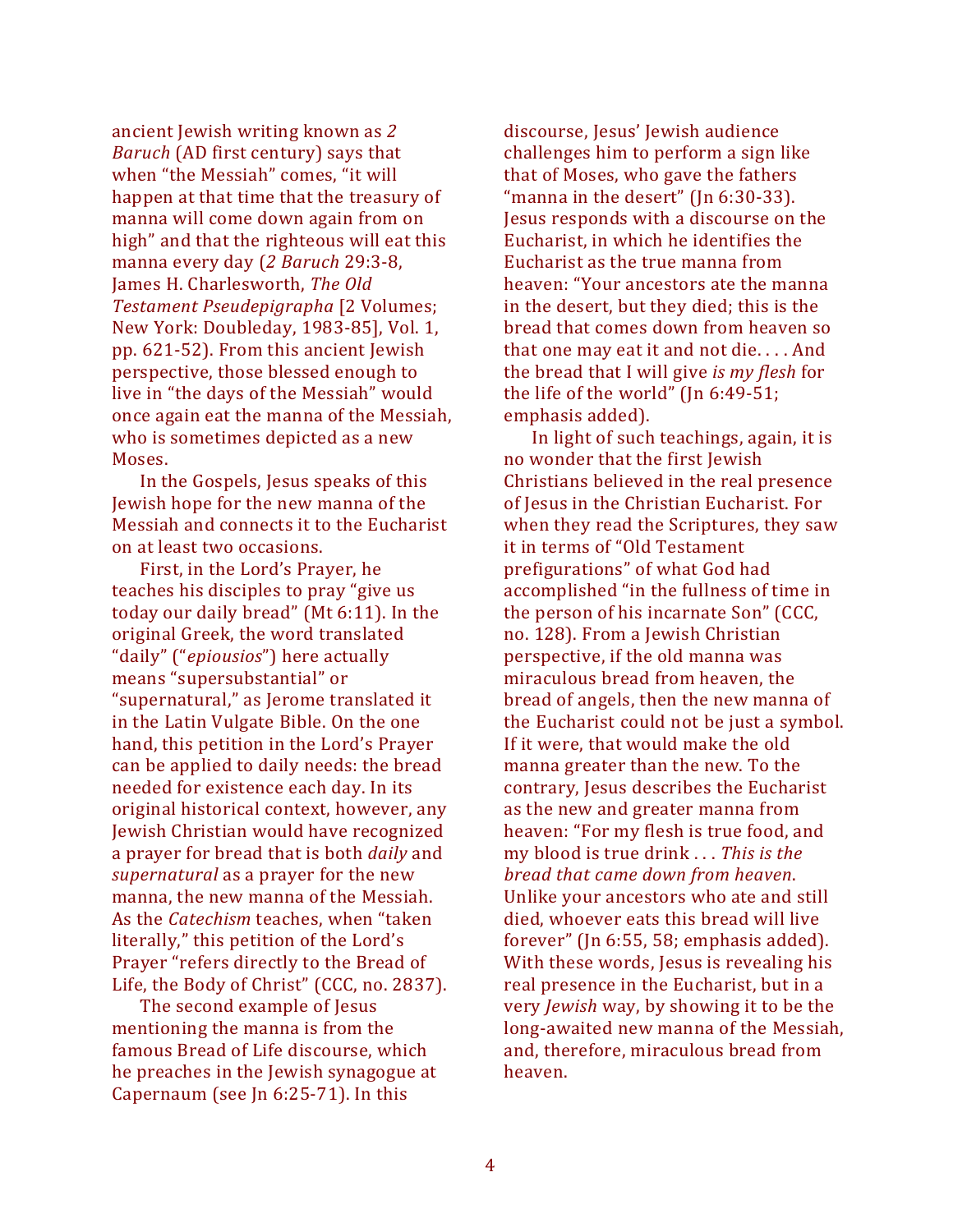ancient Jewish writing known as *2 Baruch* (AD first century) says that when "the Messiah" comes, "it will happen at that time that the treasury of manna will come down again from on high" and that the righteous will eat this manna every day (*2 Baruch* 29:3-8, James H. Charlesworth, *The Old Testament Pseudepigrapha* [2 Volumes; New York: Doubleday, 1983-85], Vol. 1, pp. 621-52). From this ancient Jewish perspective, those blessed enough to live in "the days of the Messiah" would once again eat the manna of the Messiah, who is sometimes depicted as a new Moses.

In the Gospels, Jesus speaks of this Jewish hope for the new manna of the Messiah and connects it to the Eucharist on at least two occasions.

First, in the Lord's Prayer, he teaches his disciples to pray "give us today our daily bread" (Mt 6:11). In the original Greek, the word translated "daily" ("*epiousios*") here actually means "supersubstantial" or "supernatural," as Jerome translated it in the Latin Vulgate Bible. On the one hand, this petition in the Lord's Prayer can be applied to daily needs: the bread needed for existence each day. In its original historical context, however, any Jewish Christian would have recognized a prayer for bread that is both *daily* and *supernatural* as a prayer for the new manna, the new manna of the Messiah. As the *Catechism* teaches, when "taken literally," this petition of the Lord's Prayer "refers directly to the Bread of Life, the Body of Christ" (CCC, no. 2837).

The second example of Jesus mentioning the manna is from the famous Bread of Life discourse, which he preaches in the Jewish synagogue at Capernaum (see Jn 6:25-71). In this discourse, Jesus' Jewish audience challenges him to perform a sign like that of Moses, who gave the fathers "manna in the desert" (Jn 6:30-33). Jesus responds with a discourse on the Eucharist, in which he identifies the Eucharist as the true manna from heaven: "Your ancestors ate the manna in the desert, but they died; this is the bread that comes down from heaven so that one may eat it and not die. . . . And the bread that I will give *is my flesh* for the life of the world" (Jn 6:49-51; emphasis added).

In light of such teachings, again, it is no wonder that the first Jewish Christians believed in the real presence of Jesus in the Christian Eucharist. For when they read the Scriptures, they saw it in terms of "Old Testament prefigurations" of what God had accomplished "in the fullness of time in the person of his incarnate Son" (CCC, no. 128). From a Jewish Christian perspective, if the old manna was miraculous bread from heaven, the bread of angels, then the new manna of the Eucharist could not be just a symbol. If it were, that would make the old manna greater than the new. To the contrary, Jesus describes the Eucharist as the new and greater manna from heaven: "For my flesh is true food, and my blood is true drink . . . *This is the bread that came down from heaven*. Unlike your ancestors who ate and still died, whoever eats this bread will live forever" (Jn 6:55, 58; emphasis added). With these words, Jesus is revealing his real presence in the Eucharist, but in a very *Jewish* way, by showing it to be the long-awaited new manna of the Messiah, and, therefore, miraculous bread from heaven.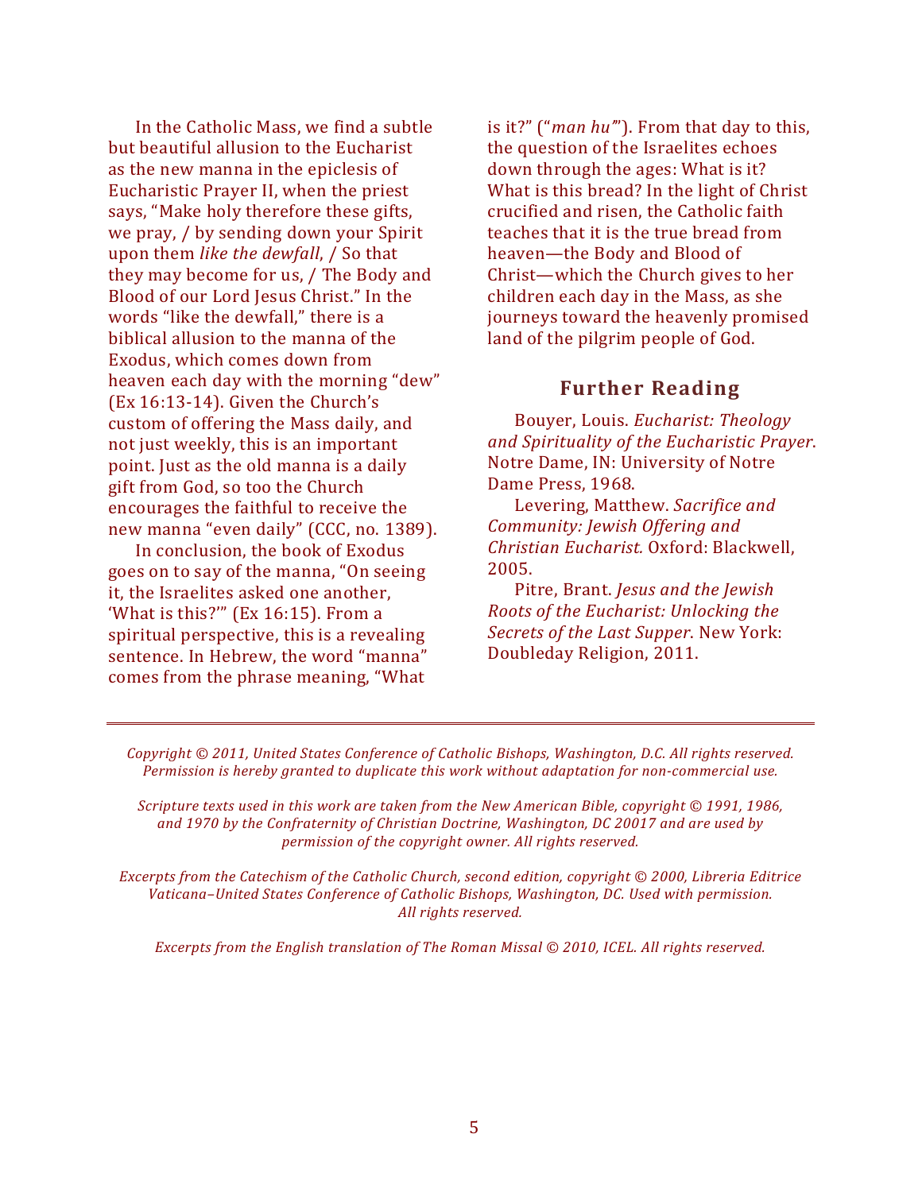In the Catholic Mass, we find a subtle but beautiful allusion to the Eucharist as the new manna in the epiclesis of Eucharistic Prayer II, when the priest says, "Make holy therefore these gifts, we pray, / by sending down your Spirit upon them *like the dewfall*, / So that they may become for us, / The Body and Blood of our Lord Jesus Christ." In the words "like the dewfall," there is a biblical allusion to the manna of the Exodus, which comes down from heaven each day with the morning "dew" (Ex 16:13-14). Given the Church's custom of offering the Mass daily, and not just weekly, this is an important point. Just as the old manna is a daily gift from God, so too the Church encourages the faithful to receive the new manna "even daily" (CCC, no. 1389).

In conclusion, the book of Exodus goes on to say of the manna, "On seeing it, the Israelites asked one another, 'What is this?'" (Ex 16:15). From a spiritual perspective, this is a revealing sentence. In Hebrew, the word "manna" comes from the phrase meaning, "What is it?" ("*man hu*"). From that day to this, the question of the Israelites echoes down through the ages: What is it? What is this bread? In the light of Christ crucified and risen, the Catholic faith teaches that it is the true bread from heaven—the Body and Blood of Christ—which the Church gives to her children each day in the Mass, as she journeys toward the heavenly promised land of the pilgrim people of God.

## Further Reading

Bouyer, Louis. *Eucharist: Theology and Spirituality of the Eucharistic Prayer*. Notre Dame, IN: University of Notre Dame Press, 1968.

Levering, Matthew. *Sacrifice and Community: Jewish Offering and Christian Eucharist.* Oxford: Blackwell, 2005.

Pitre, Brant. *Jesus and the Jewish Roots of the Eucharist: Unlocking the Secrets of the Last Supper*. New York: Doubleday Religion, 2011.

---

*Copyright © 2011, United States Conference of Catholic Bishops, Washington, D.C. All rights reserved. Permission is hereby granted to duplicate this work without adaptation for non-commercial use.*

*Scripture texts used in this work are taken from the New American Bible, copyright © 1991, 1986, and 1970 by the Confraternity of Christian Doctrine, Washington, DC 20017 and are used by permission of the copyright owner. All rights reserved.*

*Excerpts from the Catechism of the Catholic Church, second edition, copyright © 2000, Libreria Editrice Vaticana–United States Conference of Catholic Bishops, Washington, DC. Used with permission. All rights reserved.*

*Excerpts from the English translation of The Roman Missal © 2010, ICEL. All rights reserved.*